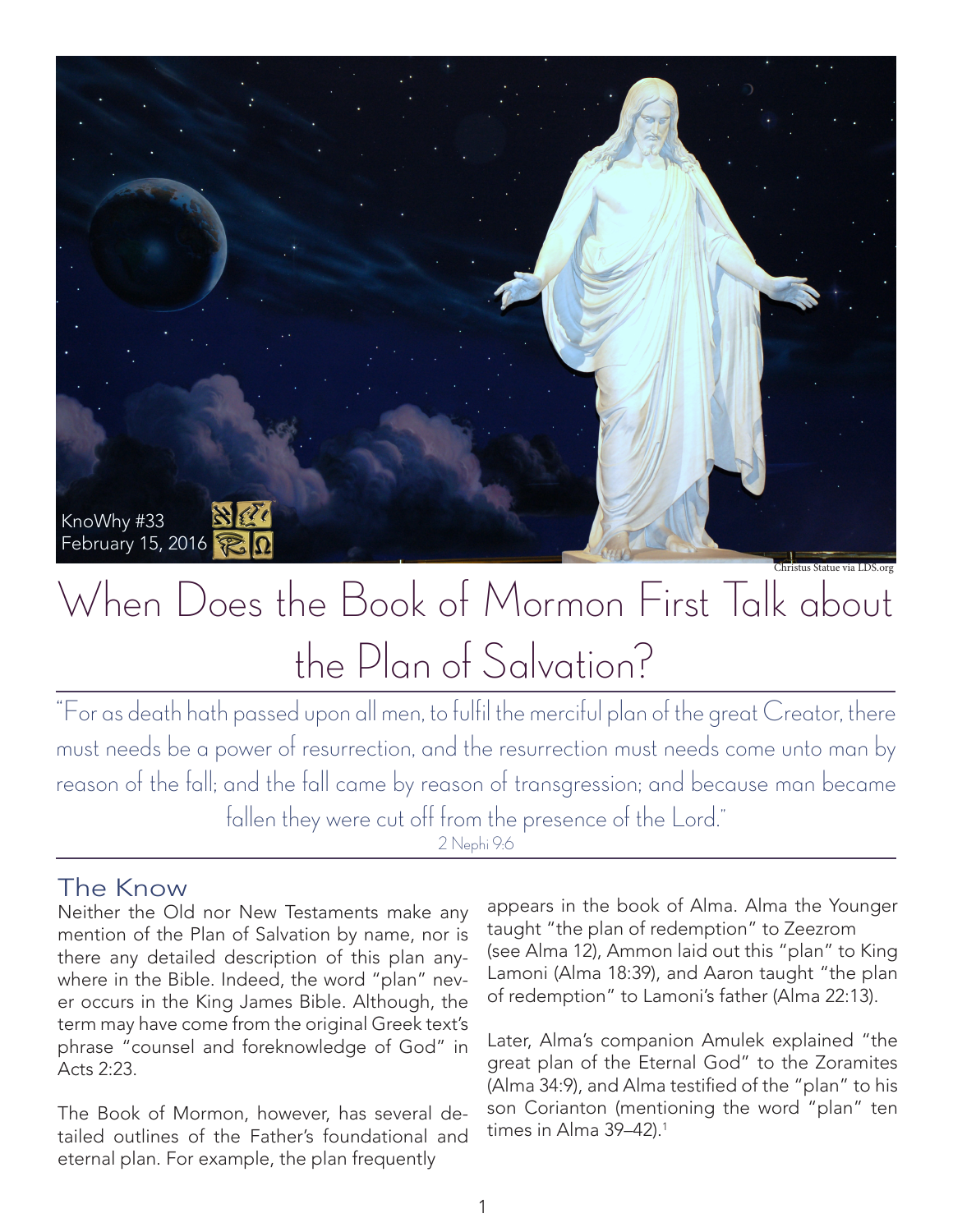KnoWhy #33
February 15, 2016

Christus Statue via LDS.org

# When Does the Book of Mormon First Talk about the Plan of Salvation?

"For as death hath passed upon all men, to fulfil the merciful plan of the great Creator, there must needs be a power of resurrection, and the resurrection must needs come unto man by reason of the fall; and the fall came by reason of transgression; and because man became fallen they were cut off from the presence of the Lord."
2 Nephi 9:6

## The Know

Neither the Old nor New Testaments make any mention of the Plan of Salvation by name, nor is there any detailed description of this plan anywhere in the Bible. Indeed, the word "plan" never occurs in the King James Bible. Although, the term may have come from the original Greek text's phrase "counsel and foreknowledge of God" in Acts 2:23.

The Book of Mormon, however, has several detailed outlines of the Father's foundational and eternal plan. For example, the plan frequently appears in the book of Alma. Alma the Younger taught "the plan of redemption" to Zeezrom (see Alma 12), Ammon laid out this "plan" to King Lamoni (Alma 18:39), and Aaron taught "the plan of redemption" to Lamoni's father (Alma 22:13).

Later, Alma's companion Amulek explained "the great plan of the Eternal God" to the Zoramites (Alma 34:9), and Alma testified of the "plan" to his son Corianton (mentioning the word "plan" ten times in Alma 39–42).[1]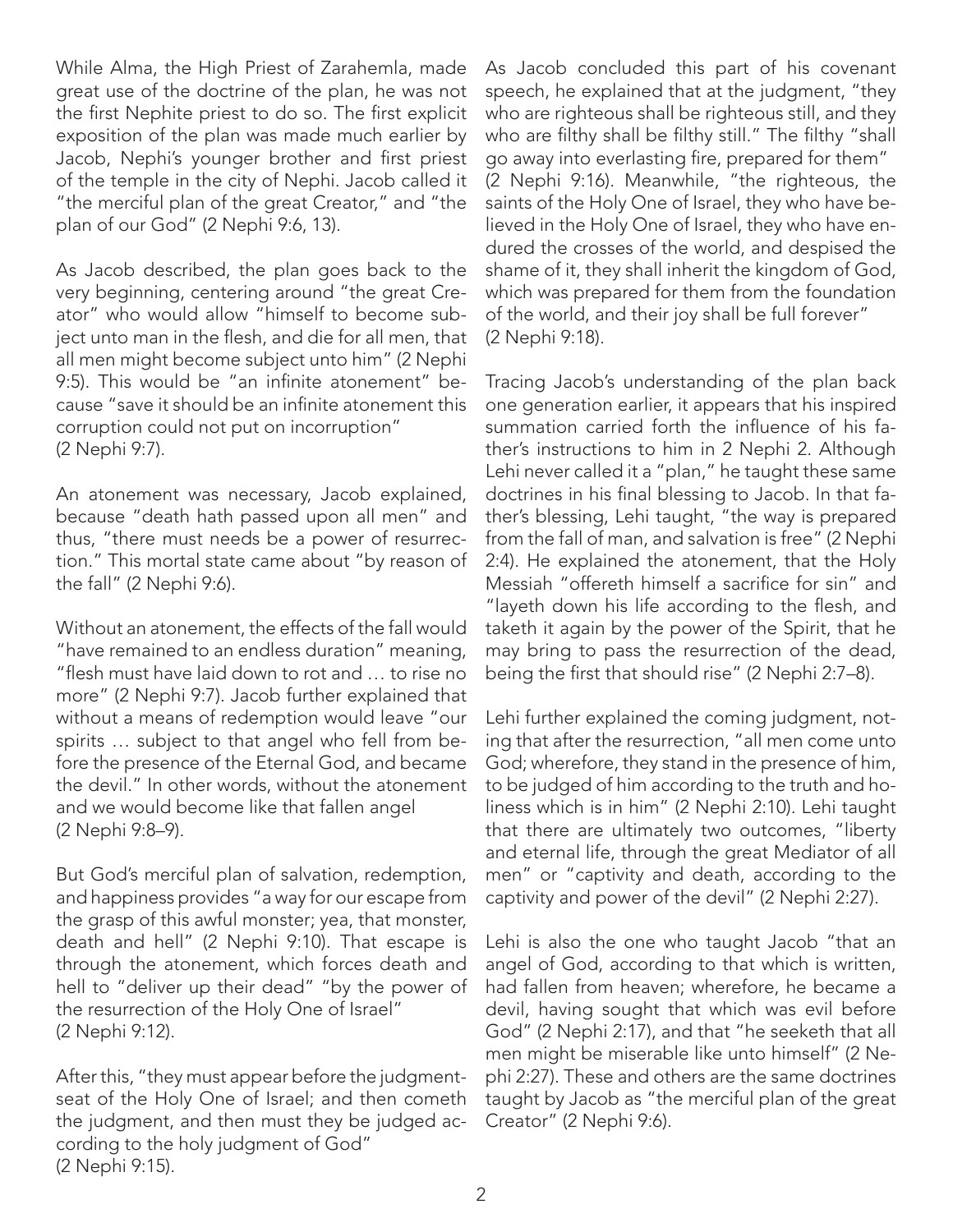While Alma, the High Priest of Zarahemla, made great use of the doctrine of the plan, he was not the first Nephite priest to do so. The first explicit exposition of the plan was made much earlier by Jacob, Nephi's younger brother and first priest of the temple in the city of Nephi. Jacob called it "the merciful plan of the great Creator," and "the plan of our God" (2 Nephi 9:6, 13).

As Jacob described, the plan goes back to the very beginning, centering around "the great Creator" who would allow "himself to become subject unto man in the flesh, and die for all men, that all men might become subject unto him" (2 Nephi 9:5). This would be "an infinite atonement" because "save it should be an infinite atonement this corruption could not put on incorruption" (2 Nephi 9:7).

An atonement was necessary, Jacob explained, because "death hath passed upon all men" and thus, "there must needs be a power of resurrection." This mortal state came about "by reason of the fall" (2 Nephi 9:6).

Without an atonement, the effects of the fall would "have remained to an endless duration" meaning, "flesh must have laid down to rot and … to rise no more" (2 Nephi 9:7). Jacob further explained that without a means of redemption would leave "our spirits … subject to that angel who fell from before the presence of the Eternal God, and became the devil." In other words, without the atonement and we would become like that fallen angel (2 Nephi 9:8–9).

But God's merciful plan of salvation, redemption, and happiness provides "a way for our escape from the grasp of this awful monster; yea, that monster, death and hell" (2 Nephi 9:10). That escape is through the atonement, which forces death and hell to "deliver up their dead" "by the power of the resurrection of the Holy One of Israel" (2 Nephi 9:12).

After this, "they must appear before the judgment-seat of the Holy One of Israel; and then cometh the judgment, and then must they be judged according to the holy judgment of God" (2 Nephi 9:15).

As Jacob concluded this part of his covenant speech, he explained that at the judgment, "they who are righteous shall be righteous still, and they who are filthy shall be filthy still." The filthy "shall go away into everlasting fire, prepared for them" (2 Nephi 9:16). Meanwhile, "the righteous, the saints of the Holy One of Israel, they who have believed in the Holy One of Israel, they who have endured the crosses of the world, and despised the shame of it, they shall inherit the kingdom of God, which was prepared for them from the foundation of the world, and their joy shall be full forever" (2 Nephi 9:18).

Tracing Jacob's understanding of the plan back one generation earlier, it appears that his inspired summation carried forth the influence of his father's instructions to him in 2 Nephi 2. Although Lehi never called it a "plan," he taught these same doctrines in his final blessing to Jacob. In that father's blessing, Lehi taught, "the way is prepared from the fall of man, and salvation is free" (2 Nephi 2:4). He explained the atonement, that the Holy Messiah "offereth himself a sacrifice for sin" and "layeth down his life according to the flesh, and taketh it again by the power of the Spirit, that he may bring to pass the resurrection of the dead, being the first that should rise" (2 Nephi 2:7–8).

Lehi further explained the coming judgment, noting that after the resurrection, "all men come unto God; wherefore, they stand in the presence of him, to be judged of him according to the truth and holiness which is in him" (2 Nephi 2:10). Lehi taught that there are ultimately two outcomes, "liberty and eternal life, through the great Mediator of all men" or "captivity and death, according to the captivity and power of the devil" (2 Nephi 2:27).

Lehi is also the one who taught Jacob "that an angel of God, according to that which is written, had fallen from heaven; wherefore, he became a devil, having sought that which was evil before God" (2 Nephi 2:17), and that "he seeketh that all men might be miserable like unto himself" (2 Nephi 2:27). These and others are the same doctrines taught by Jacob as "the merciful plan of the great Creator" (2 Nephi 9:6).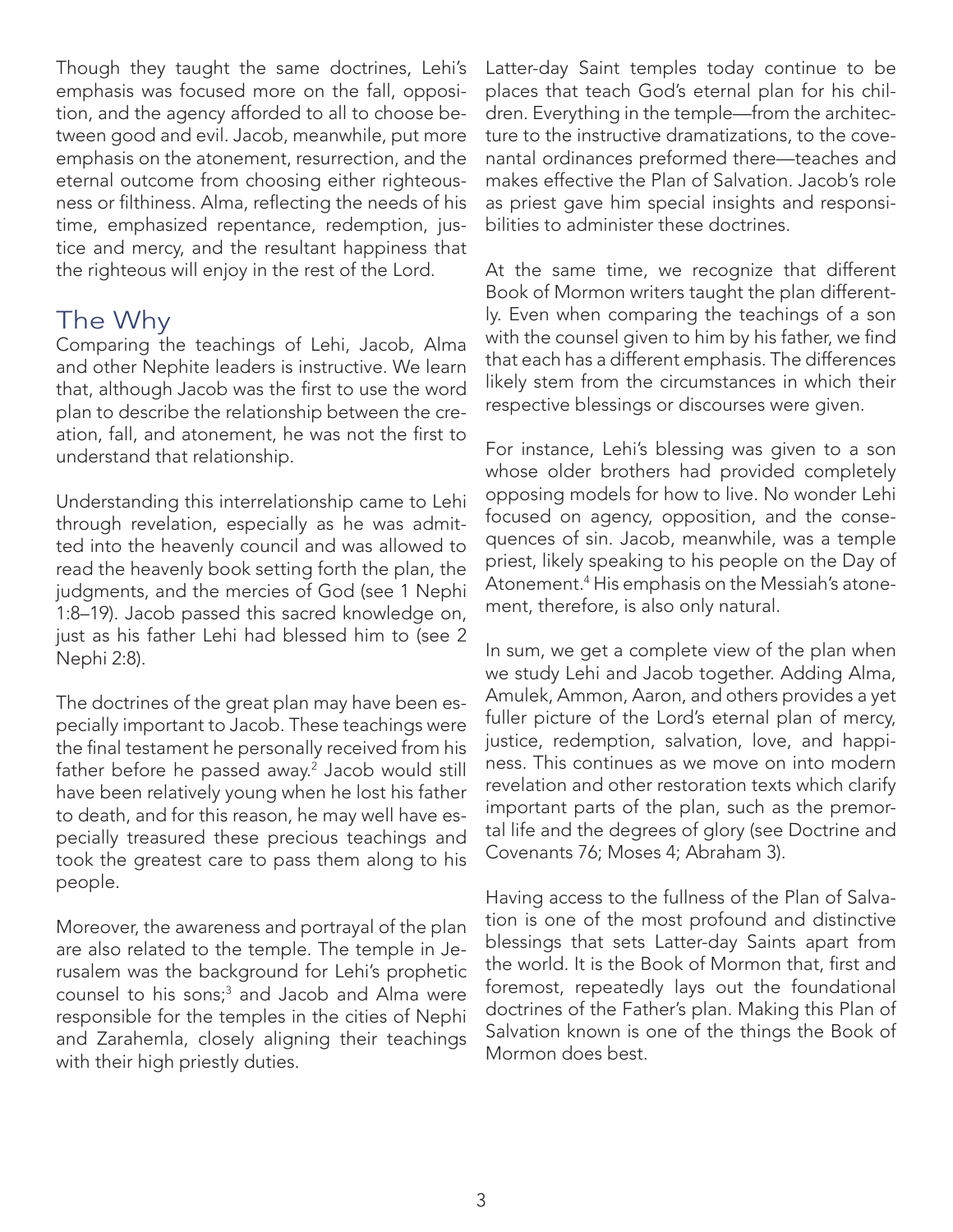Though they taught the same doctrines, Lehi's emphasis was focused more on the fall, opposition, and the agency afforded to all to choose between good and evil. Jacob, meanwhile, put more emphasis on the atonement, resurrection, and the eternal outcome from choosing either righteousness or filthiness. Alma, reflecting the needs of his time, emphasized repentance, redemption, justice and mercy, and the resultant happiness that the righteous will enjoy in the rest of the Lord.

## The Why

Comparing the teachings of Lehi, Jacob, Alma and other Nephite leaders is instructive. We learn that, although Jacob was the first to use the word plan to describe the relationship between the creation, fall, and atonement, he was not the first to understand that relationship.

Understanding this interrelationship came to Lehi through revelation, especially as he was admitted into the heavenly council and was allowed to read the heavenly book setting forth the plan, the judgments, and the mercies of God (see 1 Nephi 1:8–19). Jacob passed this sacred knowledge on, just as his father Lehi had blessed him to (see 2 Nephi 2:8).

The doctrines of the great plan may have been especially important to Jacob. These teachings were the final testament he personally received from his father before he passed away.[2] Jacob would still have been relatively young when he lost his father to death, and for this reason, he may well have especially treasured these precious teachings and took the greatest care to pass them along to his people.

Moreover, the awareness and portrayal of the plan are also related to the temple. The temple in Jerusalem was the background for Lehi's prophetic counsel to his sons;[3] and Jacob and Alma were responsible for the temples in the cities of Nephi and Zarahemla, closely aligning their teachings with their high priestly duties.

Latter-day Saint temples today continue to be places that teach God's eternal plan for his children. Everything in the temple—from the architecture to the instructive dramatizations, to the covenantal ordinances preformed there—teaches and makes effective the Plan of Salvation. Jacob's role as priest gave him special insights and responsibilities to administer these doctrines.

At the same time, we recognize that different Book of Mormon writers taught the plan differently. Even when comparing the teachings of a son with the counsel given to him by his father, we find that each has a different emphasis. The differences likely stem from the circumstances in which their respective blessings or discourses were given.

For instance, Lehi's blessing was given to a son whose older brothers had provided completely opposing models for how to live. No wonder Lehi focused on agency, opposition, and the consequences of sin. Jacob, meanwhile, was a temple priest, likely speaking to his people on the Day of Atonement.[4] His emphasis on the Messiah's atonement, therefore, is also only natural.

In sum, we get a complete view of the plan when we study Lehi and Jacob together. Adding Alma, Amulek, Ammon, Aaron, and others provides a yet fuller picture of the Lord's eternal plan of mercy, justice, redemption, salvation, love, and happiness. This continues as we move on into modern revelation and other restoration texts which clarify important parts of the plan, such as the premortal life and the degrees of glory (see Doctrine and Covenants 76; Moses 4; Abraham 3).

Having access to the fullness of the Plan of Salvation is one of the most profound and distinctive blessings that sets Latter-day Saints apart from the world. It is the Book of Mormon that, first and foremost, repeatedly lays out the foundational doctrines of the Father's plan. Making this Plan of Salvation known is one of the things the Book of Mormon does best.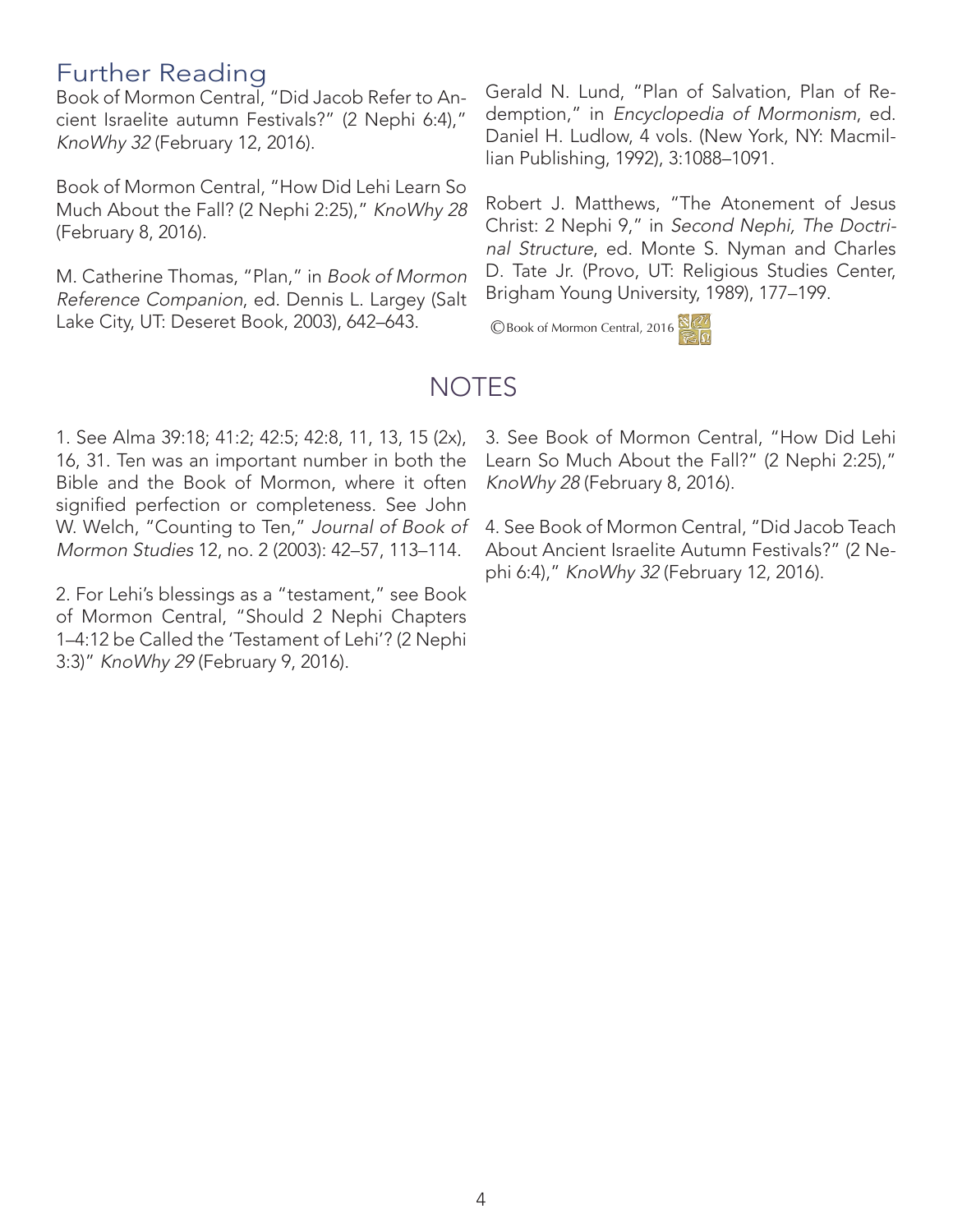## Further Reading

Book of Mormon Central, "Did Jacob Refer to Ancient Israelite autumn Festivals?" (2 Nephi 6:4)," *KnoWhy 32* (February 12, 2016).

Book of Mormon Central, "How Did Lehi Learn So Much About the Fall? (2 Nephi 2:25)," *KnoWhy 28* (February 8, 2016).

M. Catherine Thomas, "Plan," in *Book of Mormon Reference Companion*, ed. Dennis L. Largey (Salt Lake City, UT: Deseret Book, 2003), 642–643.

Gerald N. Lund, "Plan of Salvation, Plan of Redemption," in *Encyclopedia of Mormonism*, ed. Daniel H. Ludlow, 4 vols. (New York, NY: Macmillian Publishing, 1992), 3:1088–1091.

Robert J. Matthews, "The Atonement of Jesus Christ: 2 Nephi 9," in *Second Nephi, The Doctrinal Structure*, ed. Monte S. Nyman and Charles D. Tate Jr. (Provo, UT: Religious Studies Center, Brigham Young University, 1989), 177–199.

©Book of Mormon Central, 2016

## NOTES

1. See Alma 39:18; 41:2; 42:5; 42:8, 11, 13, 15 (2x), 16, 31. Ten was an important number in both the Bible and the Book of Mormon, where it often signified perfection or completeness. See John W. Welch, "Counting to Ten," *Journal of Book of Mormon Studies* 12, no. 2 (2003): 42–57, 113–114.

2. For Lehi's blessings as a "testament," see Book of Mormon Central, "Should 2 Nephi Chapters 1–4:12 be Called the 'Testament of Lehi'? (2 Nephi 3:3)" *KnoWhy 29* (February 9, 2016).

3. See Book of Mormon Central, "How Did Lehi Learn So Much About the Fall?" (2 Nephi 2:25)," *KnoWhy 28* (February 8, 2016).

4. See Book of Mormon Central, "Did Jacob Teach About Ancient Israelite Autumn Festivals?" (2 Nephi 6:4)," *KnoWhy 32* (February 12, 2016).